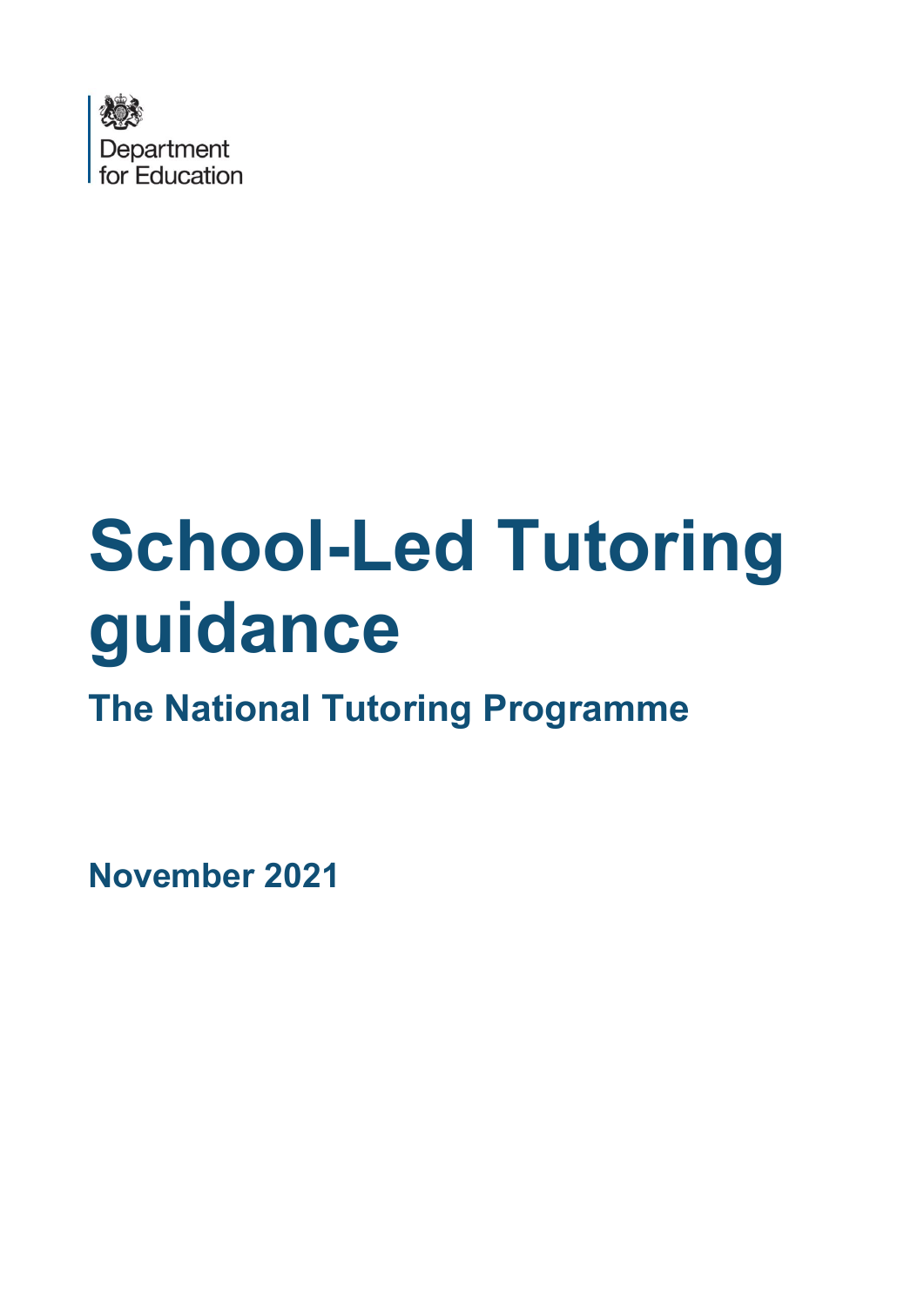Department for Education

# School-Led Tutoring guidance

## The National Tutoring Programme

**November 2021**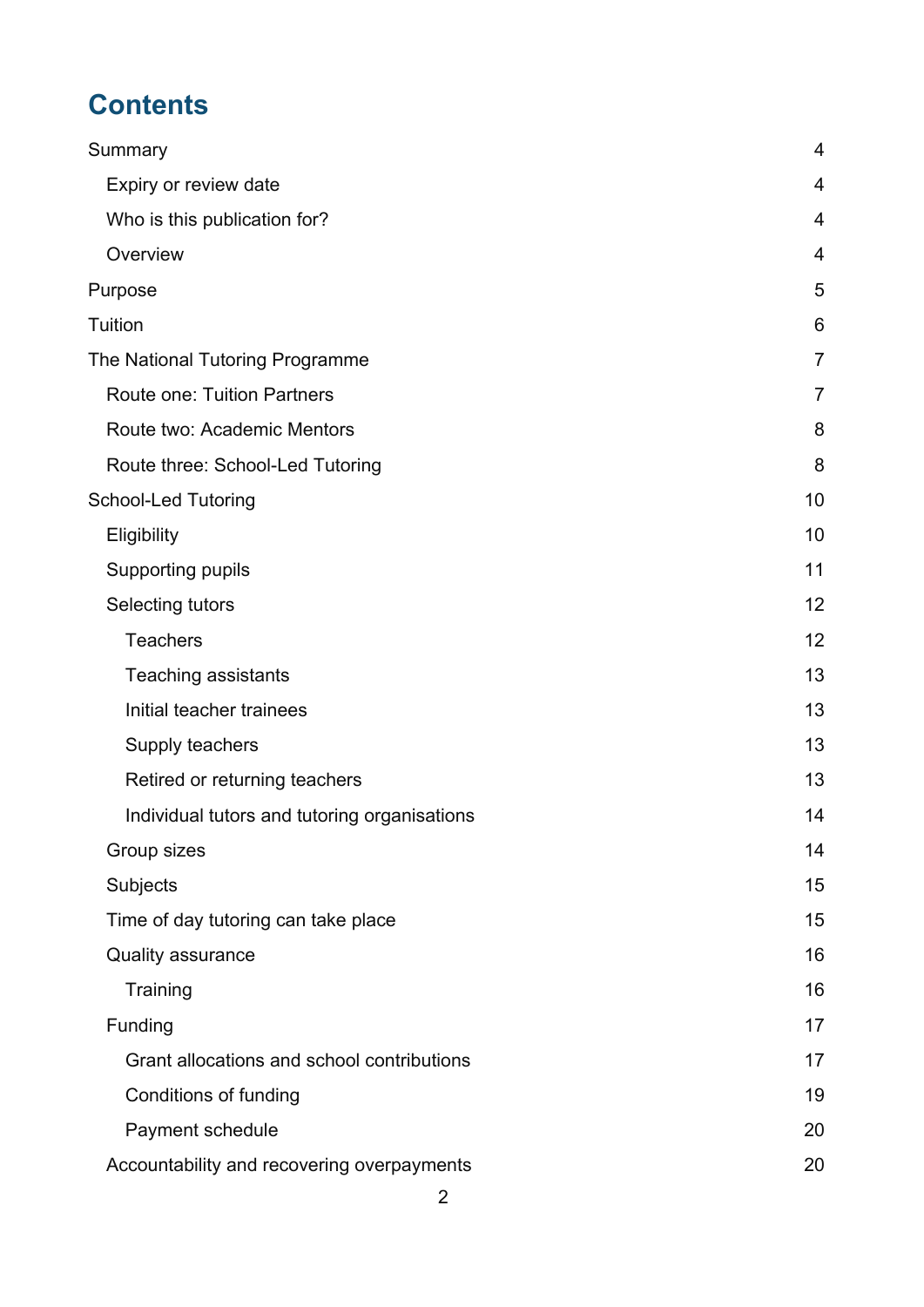# Contents

Summary 4

- Expiry or review date 4
- Who is this publication for? 4
- Overview 4

Purpose 5

Tuition 6

The National Tutoring Programme 7

- Route one: Tuition Partners 7
- Route two: Academic Mentors 8
- Route three: School-Led Tutoring 8

School-Led Tutoring 10

- Eligibility 10
- Supporting pupils 11
- Selecting tutors 12
  - Teachers 12
  - Teaching assistants 13
  - Initial teacher trainees 13
  - Supply teachers 13
  - Retired or returning teachers 13
  - Individual tutors and tutoring organisations 14
- Group sizes 14
- Subjects 15
- Time of day tutoring can take place 15
- Quality assurance 16
  - Training 16
- Funding 17
  - Grant allocations and school contributions 17
  - Conditions of funding 19
  - Payment schedule 20
- Accountability and recovering overpayments 20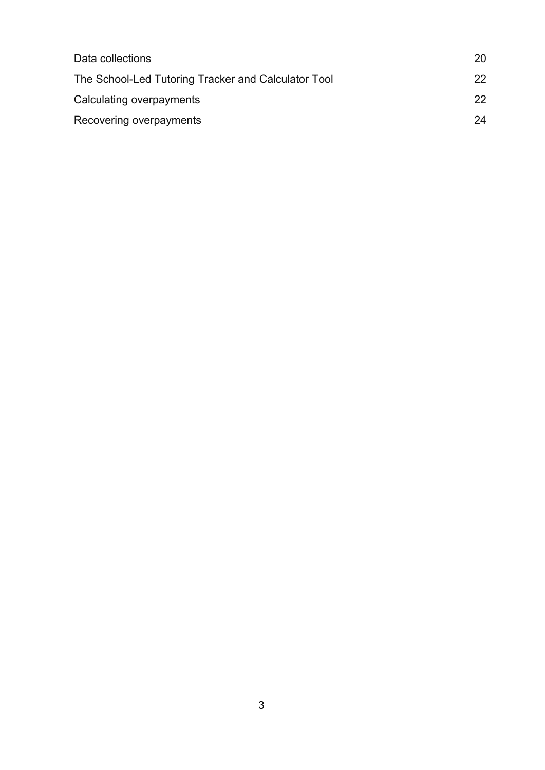| | |
|---|---|
| Data collections | 20 |
| The School-Led Tutoring Tracker and Calculator Tool | 22 |
| Calculating overpayments | 22 |
| Recovering overpayments | 24 |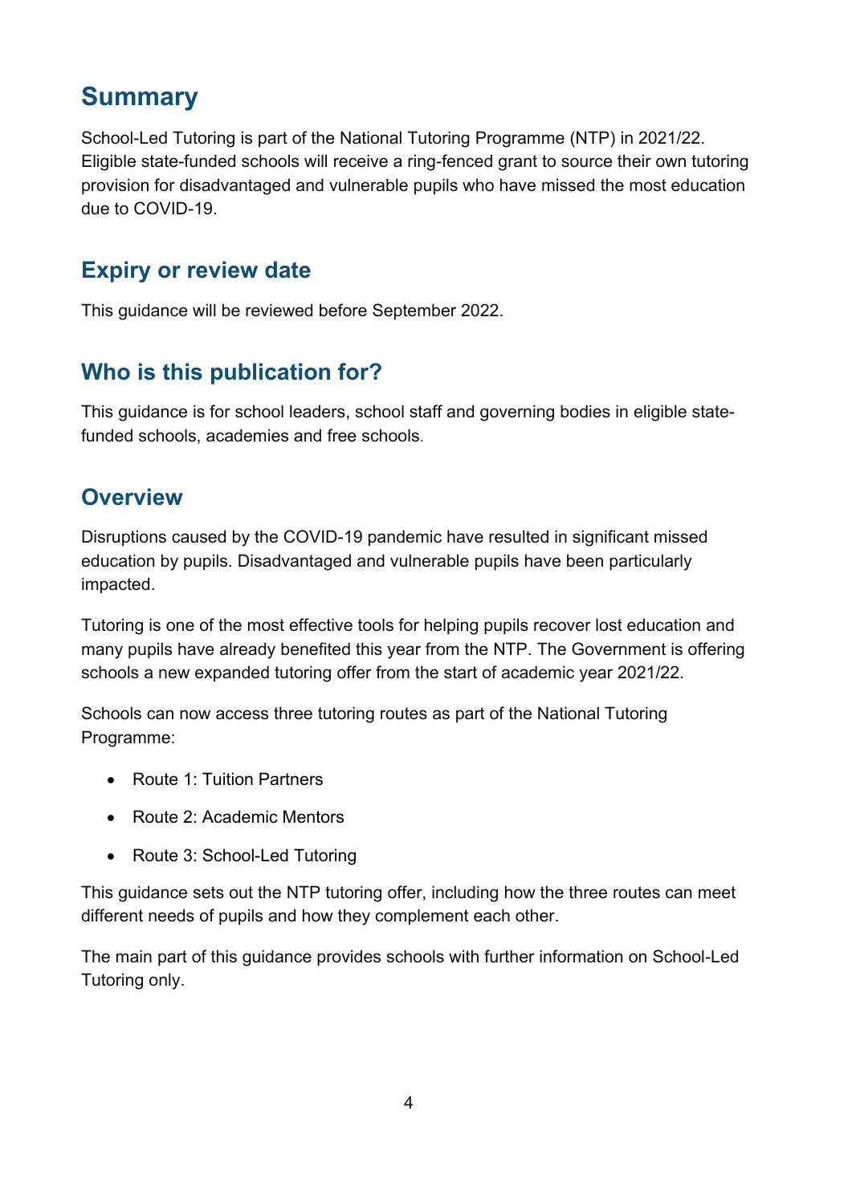## Summary

School-Led Tutoring is part of the National Tutoring Programme (NTP) in 2021/22. Eligible state-funded schools will receive a ring-fenced grant to source their own tutoring provision for disadvantaged and vulnerable pupils who have missed the most education due to COVID-19.

## Expiry or review date

This guidance will be reviewed before September 2022.

## Who is this publication for?

This guidance is for school leaders, school staff and governing bodies in eligible state-funded schools, academies and free schools.

## Overview

Disruptions caused by the COVID-19 pandemic have resulted in significant missed education by pupils. Disadvantaged and vulnerable pupils have been particularly impacted.

Tutoring is one of the most effective tools for helping pupils recover lost education and many pupils have already benefited this year from the NTP. The Government is offering schools a new expanded tutoring offer from the start of academic year 2021/22.

Schools can now access three tutoring routes as part of the National Tutoring Programme:

- Route 1: Tuition Partners
- Route 2: Academic Mentors
- Route 3: School-Led Tutoring

This guidance sets out the NTP tutoring offer, including how the three routes can meet different needs of pupils and how they complement each other.

The main part of this guidance provides schools with further information on School-Led Tutoring only.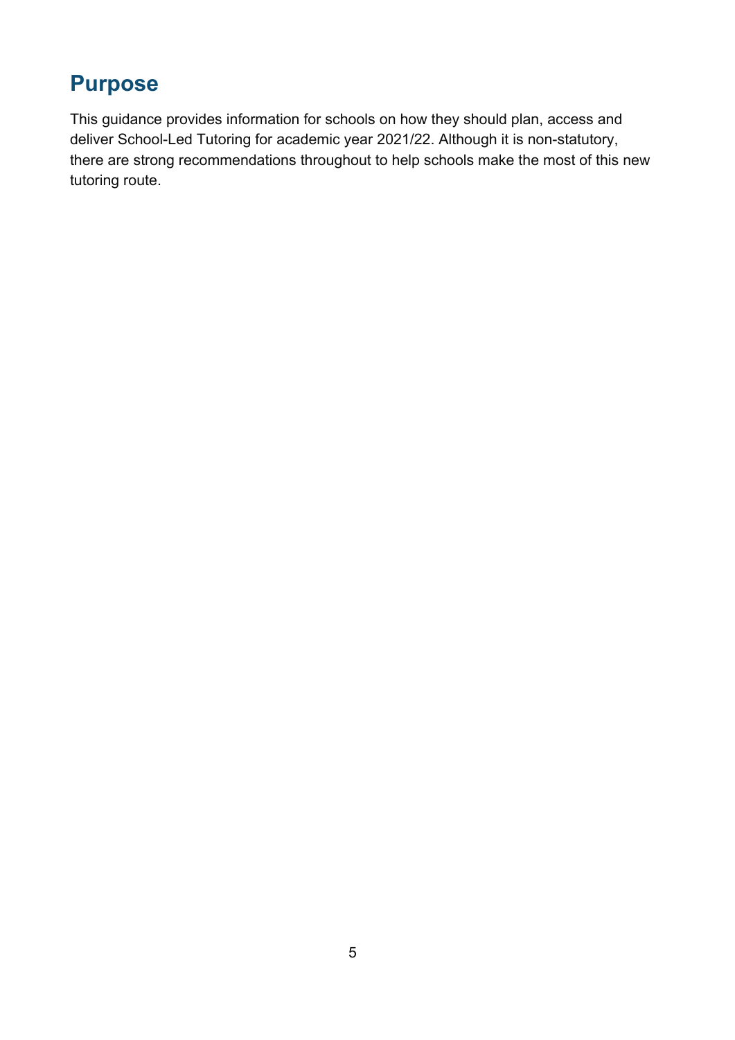## Purpose

This guidance provides information for schools on how they should plan, access and deliver School-Led Tutoring for academic year 2021/22. Although it is non-statutory, there are strong recommendations throughout to help schools make the most of this new tutoring route.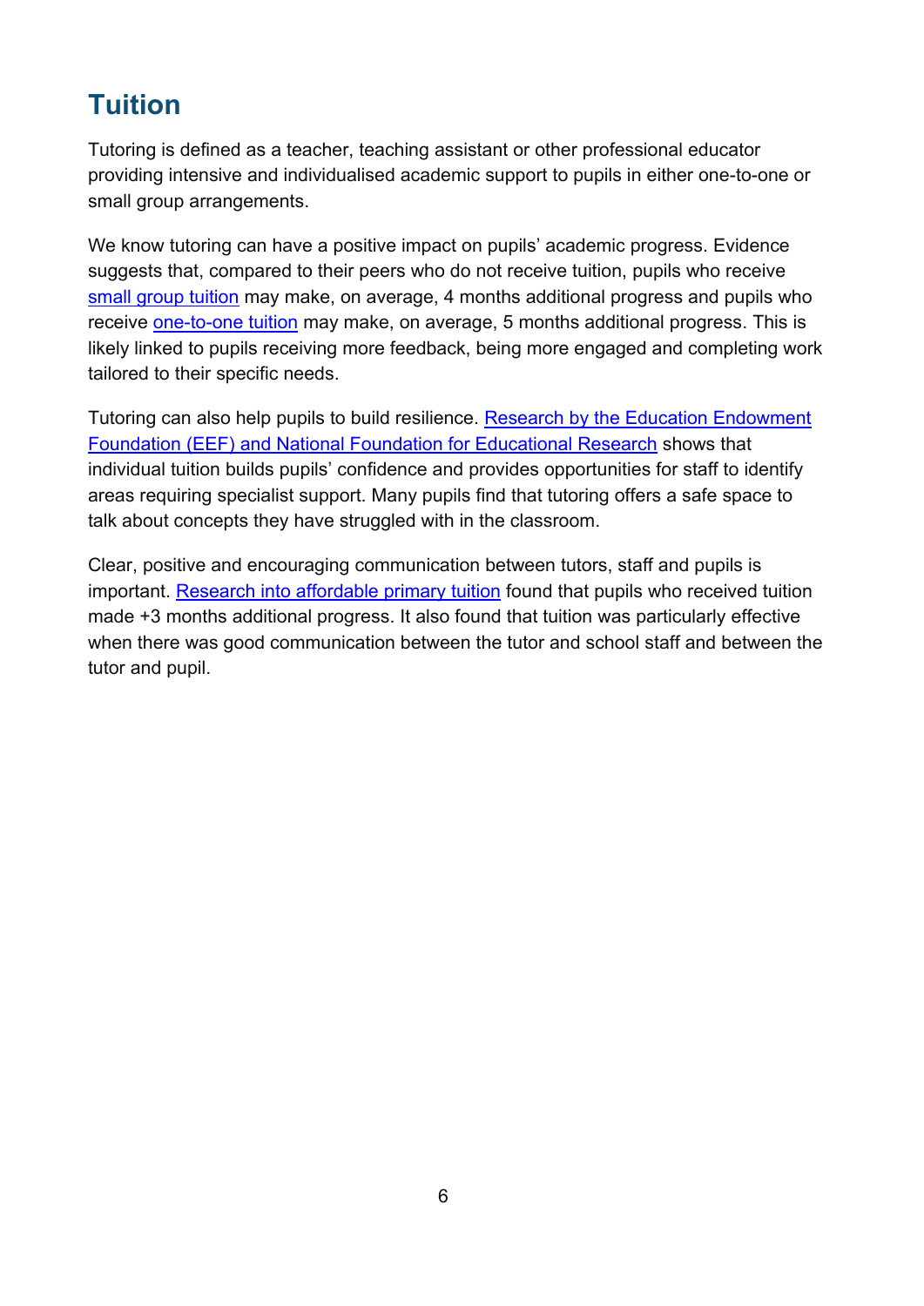# Tuition

Tutoring is defined as a teacher, teaching assistant or other professional educator providing intensive and individualised academic support to pupils in either one-to-one or small group arrangements.

We know tutoring can have a positive impact on pupils' academic progress. Evidence suggests that, compared to their peers who do not receive tuition, pupils who receive small group tuition may make, on average, 4 months additional progress and pupils who receive one-to-one tuition may make, on average, 5 months additional progress. This is likely linked to pupils receiving more feedback, being more engaged and completing work tailored to their specific needs.

Tutoring can also help pupils to build resilience. Research by the Education Endowment Foundation (EEF) and National Foundation for Educational Research shows that individual tuition builds pupils' confidence and provides opportunities for staff to identify areas requiring specialist support. Many pupils find that tutoring offers a safe space to talk about concepts they have struggled with in the classroom.

Clear, positive and encouraging communication between tutors, staff and pupils is important. Research into affordable primary tuition found that pupils who received tuition made +3 months additional progress. It also found that tuition was particularly effective when there was good communication between the tutor and school staff and between the tutor and pupil.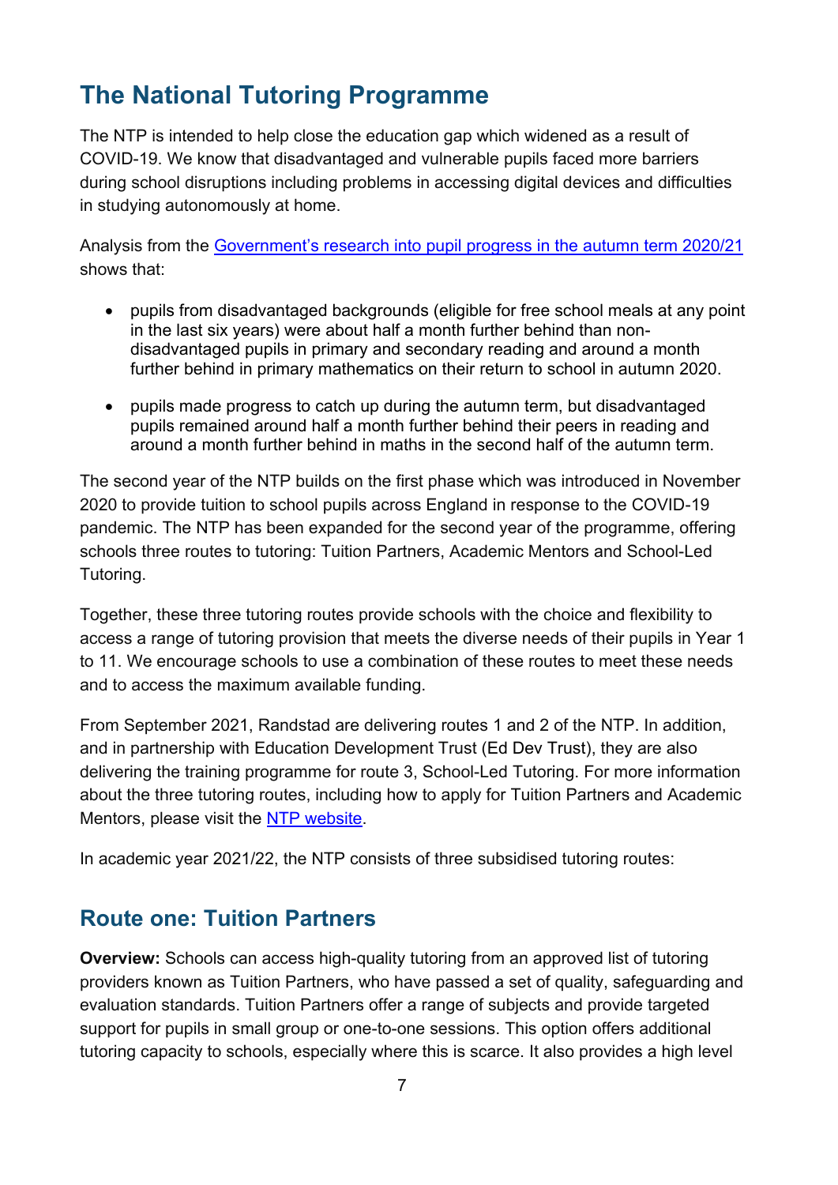## The National Tutoring Programme

The NTP is intended to help close the education gap which widened as a result of COVID-19. We know that disadvantaged and vulnerable pupils faced more barriers during school disruptions including problems in accessing digital devices and difficulties in studying autonomously at home.

Analysis from the [Government's research into pupil progress in the autumn term 2020/21](#) shows that:

- pupils from disadvantaged backgrounds (eligible for free school meals at any point in the last six years) were about half a month further behind than non-disadvantaged pupils in primary and secondary reading and around a month further behind in primary mathematics on their return to school in autumn 2020.
- pupils made progress to catch up during the autumn term, but disadvantaged pupils remained around half a month further behind their peers in reading and around a month further behind in maths in the second half of the autumn term.

The second year of the NTP builds on the first phase which was introduced in November 2020 to provide tuition to school pupils across England in response to the COVID-19 pandemic. The NTP has been expanded for the second year of the programme, offering schools three routes to tutoring: Tuition Partners, Academic Mentors and School-Led Tutoring.

Together, these three tutoring routes provide schools with the choice and flexibility to access a range of tutoring provision that meets the diverse needs of their pupils in Year 1 to 11. We encourage schools to use a combination of these routes to meet these needs and to access the maximum available funding.

From September 2021, Randstad are delivering routes 1 and 2 of the NTP. In addition, and in partnership with Education Development Trust (Ed Dev Trust), they are also delivering the training programme for route 3, School-Led Tutoring. For more information about the three tutoring routes, including how to apply for Tuition Partners and Academic Mentors, please visit the [NTP website](#).

In academic year 2021/22, the NTP consists of three subsidised tutoring routes:

## Route one: Tuition Partners

**Overview:** Schools can access high-quality tutoring from an approved list of tutoring providers known as Tuition Partners, who have passed a set of quality, safeguarding and evaluation standards. Tuition Partners offer a range of subjects and provide targeted support for pupils in small group or one-to-one sessions. This option offers additional tutoring capacity to schools, especially where this is scarce. It also provides a high level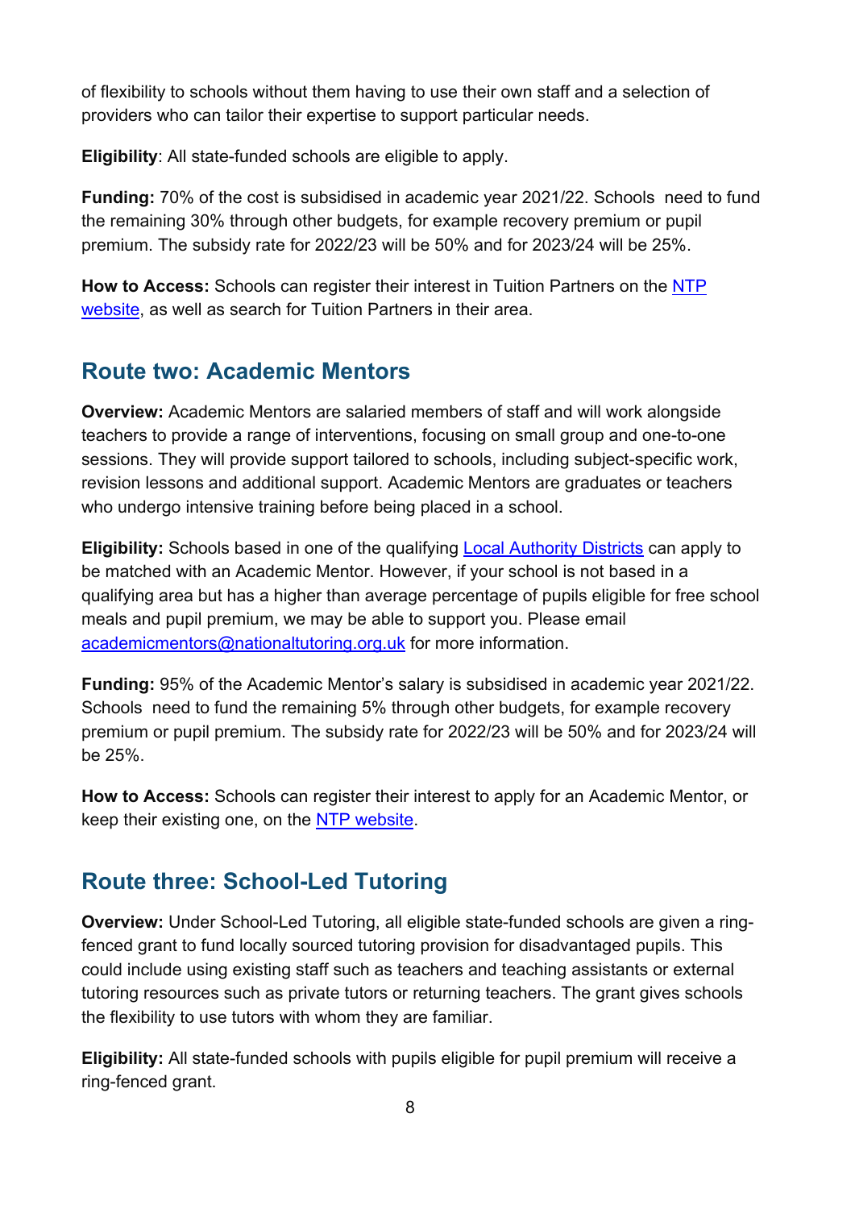of flexibility to schools without them having to use their own staff and a selection of providers who can tailor their expertise to support particular needs.

**Eligibility**: All state-funded schools are eligible to apply.

**Funding:** 70% of the cost is subsidised in academic year 2021/22. Schools need to fund the remaining 30% through other budgets, for example recovery premium or pupil premium. The subsidy rate for 2022/23 will be 50% and for 2023/24 will be 25%.

**How to Access:** Schools can register their interest in Tuition Partners on the [NTP website](), as well as search for Tuition Partners in their area.

## Route two: Academic Mentors

**Overview:** Academic Mentors are salaried members of staff and will work alongside teachers to provide a range of interventions, focusing on small group and one-to-one sessions. They will provide support tailored to schools, including subject-specific work, revision lessons and additional support. Academic Mentors are graduates or teachers who undergo intensive training before being placed in a school.

**Eligibility:** Schools based in one of the qualifying [Local Authority Districts]() can apply to be matched with an Academic Mentor. However, if your school is not based in a qualifying area but has a higher than average percentage of pupils eligible for free school meals and pupil premium, we may be able to support you. Please email academicmentors@nationaltutoring.org.uk for more information.

**Funding:** 95% of the Academic Mentor's salary is subsidised in academic year 2021/22. Schools need to fund the remaining 5% through other budgets, for example recovery premium or pupil premium. The subsidy rate for 2022/23 will be 50% and for 2023/24 will be 25%.

**How to Access:** Schools can register their interest to apply for an Academic Mentor, or keep their existing one, on the [NTP website]().

## Route three: School-Led Tutoring

**Overview:** Under School-Led Tutoring, all eligible state-funded schools are given a ring-fenced grant to fund locally sourced tutoring provision for disadvantaged pupils. This could include using existing staff such as teachers and teaching assistants or external tutoring resources such as private tutors or returning teachers. The grant gives schools the flexibility to use tutors with whom they are familiar.

**Eligibility:** All state-funded schools with pupils eligible for pupil premium will receive a ring-fenced grant.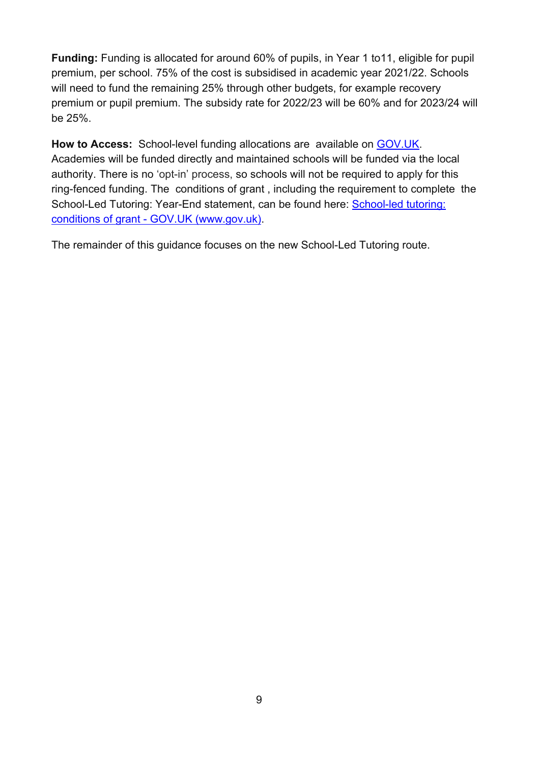**Funding:** Funding is allocated for around 60% of pupils, in Year 1 to11, eligible for pupil premium, per school. 75% of the cost is subsidised in academic year 2021/22. Schools will need to fund the remaining 25% through other budgets, for example recovery premium or pupil premium. The subsidy rate for 2022/23 will be 60% and for 2023/24 will be 25%.

**How to Access:** School-level funding allocations are available on [GOV.UK](). Academies will be funded directly and maintained schools will be funded via the local authority. There is no 'opt-in' process, so schools will not be required to apply for this ring-fenced funding. The conditions of grant , including the requirement to complete the School-Led Tutoring: Year-End statement, can be found here: [School-led tutoring: conditions of grant - GOV.UK (www.gov.uk)]().

The remainder of this guidance focuses on the new School-Led Tutoring route.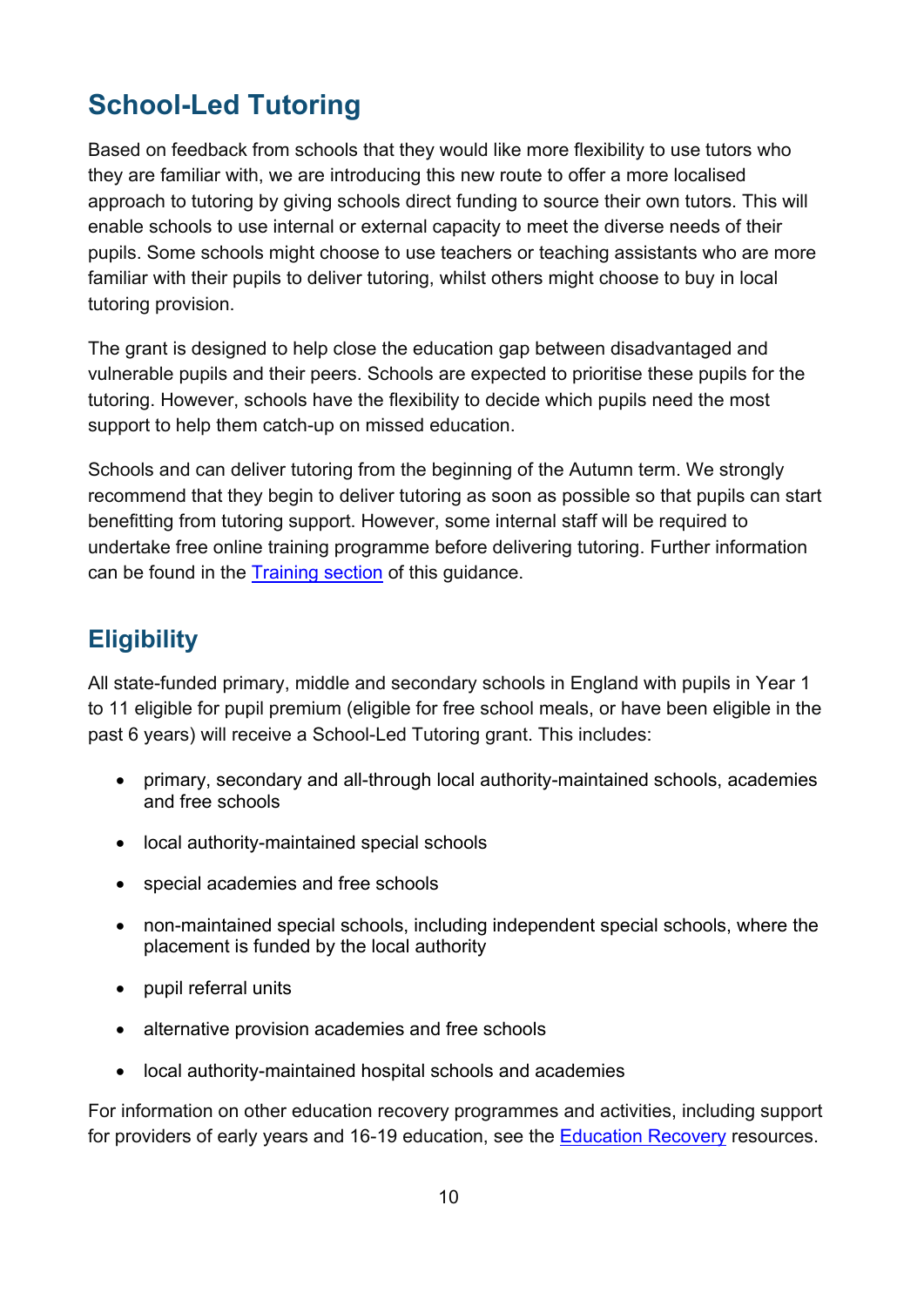# School-Led Tutoring

Based on feedback from schools that they would like more flexibility to use tutors who they are familiar with, we are introducing this new route to offer a more localised approach to tutoring by giving schools direct funding to source their own tutors. This will enable schools to use internal or external capacity to meet the diverse needs of their pupils. Some schools might choose to use teachers or teaching assistants who are more familiar with their pupils to deliver tutoring, whilst others might choose to buy in local tutoring provision.

The grant is designed to help close the education gap between disadvantaged and vulnerable pupils and their peers. Schools are expected to prioritise these pupils for the tutoring. However, schools have the flexibility to decide which pupils need the most support to help them catch-up on missed education.

Schools and can deliver tutoring from the beginning of the Autumn term. We strongly recommend that they begin to deliver tutoring as soon as possible so that pupils can start benefitting from tutoring support. However, some internal staff will be required to undertake free online training programme before delivering tutoring. Further information can be found in the [Training section](#) of this guidance.

## Eligibility

All state-funded primary, middle and secondary schools in England with pupils in Year 1 to 11 eligible for pupil premium (eligible for free school meals, or have been eligible in the past 6 years) will receive a School-Led Tutoring grant. This includes:

- primary, secondary and all-through local authority-maintained schools, academies and free schools
- local authority-maintained special schools
- special academies and free schools
- non-maintained special schools, including independent special schools, where the placement is funded by the local authority
- pupil referral units
- alternative provision academies and free schools
- local authority-maintained hospital schools and academies

For information on other education recovery programmes and activities, including support for providers of early years and 16-19 education, see the [Education Recovery](#) resources.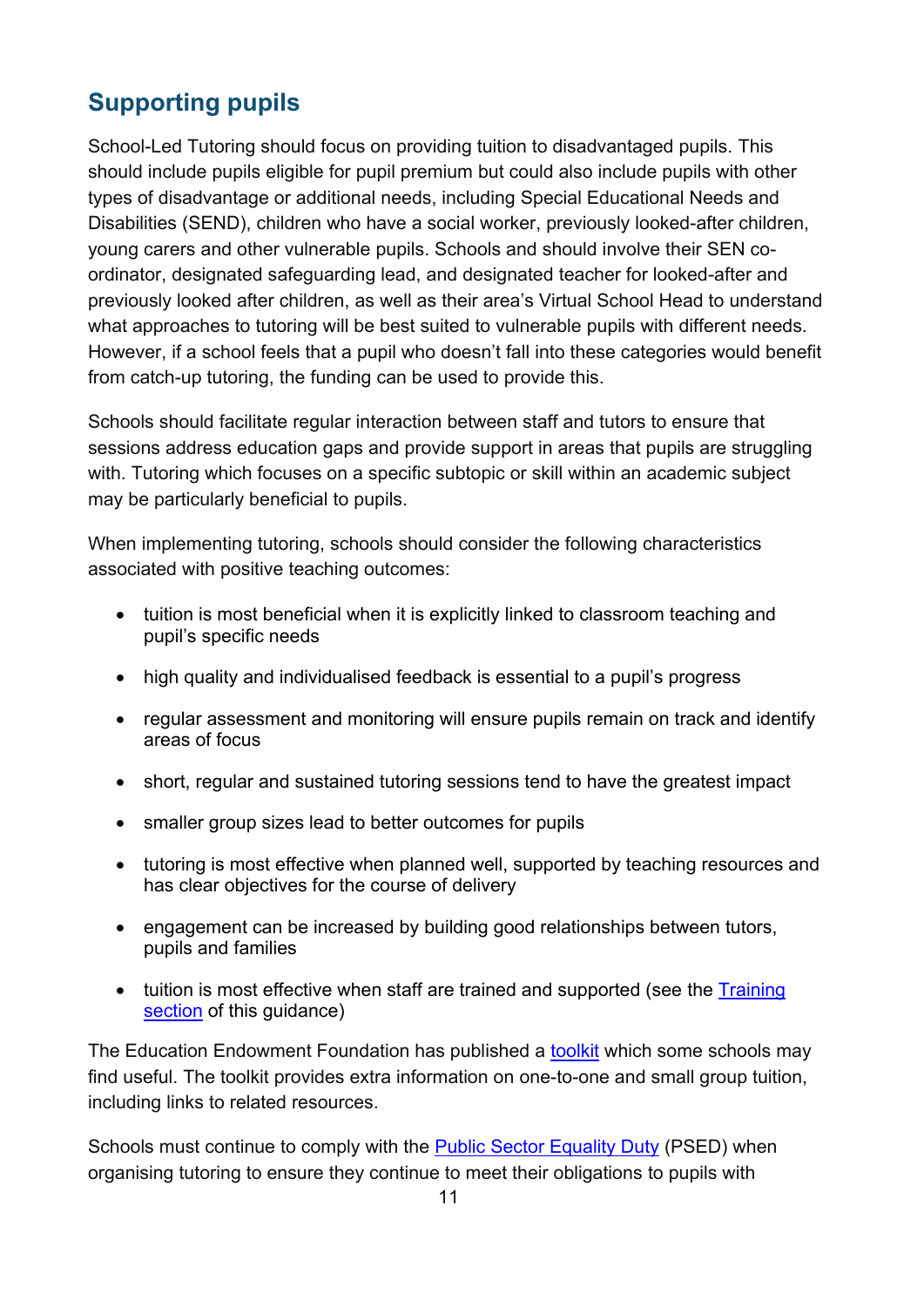## Supporting pupils

School-Led Tutoring should focus on providing tuition to disadvantaged pupils. This should include pupils eligible for pupil premium but could also include pupils with other types of disadvantage or additional needs, including Special Educational Needs and Disabilities (SEND), children who have a social worker, previously looked-after children, young carers and other vulnerable pupils. Schools and should involve their SEN co-ordinator, designated safeguarding lead, and designated teacher for looked-after and previously looked after children, as well as their area's Virtual School Head to understand what approaches to tutoring will be best suited to vulnerable pupils with different needs. However, if a school feels that a pupil who doesn't fall into these categories would benefit from catch-up tutoring, the funding can be used to provide this.

Schools should facilitate regular interaction between staff and tutors to ensure that sessions address education gaps and provide support in areas that pupils are struggling with. Tutoring which focuses on a specific subtopic or skill within an academic subject may be particularly beneficial to pupils.

When implementing tutoring, schools should consider the following characteristics associated with positive teaching outcomes:

- tuition is most beneficial when it is explicitly linked to classroom teaching and pupil's specific needs
- high quality and individualised feedback is essential to a pupil's progress
- regular assessment and monitoring will ensure pupils remain on track and identify areas of focus
- short, regular and sustained tutoring sessions tend to have the greatest impact
- smaller group sizes lead to better outcomes for pupils
- tutoring is most effective when planned well, supported by teaching resources and has clear objectives for the course of delivery
- engagement can be increased by building good relationships between tutors, pupils and families
- tuition is most effective when staff are trained and supported (see the Training section of this guidance)

The Education Endowment Foundation has published a toolkit which some schools may find useful. The toolkit provides extra information on one-to-one and small group tuition, including links to related resources.

Schools must continue to comply with the Public Sector Equality Duty (PSED) when organising tutoring to ensure they continue to meet their obligations to pupils with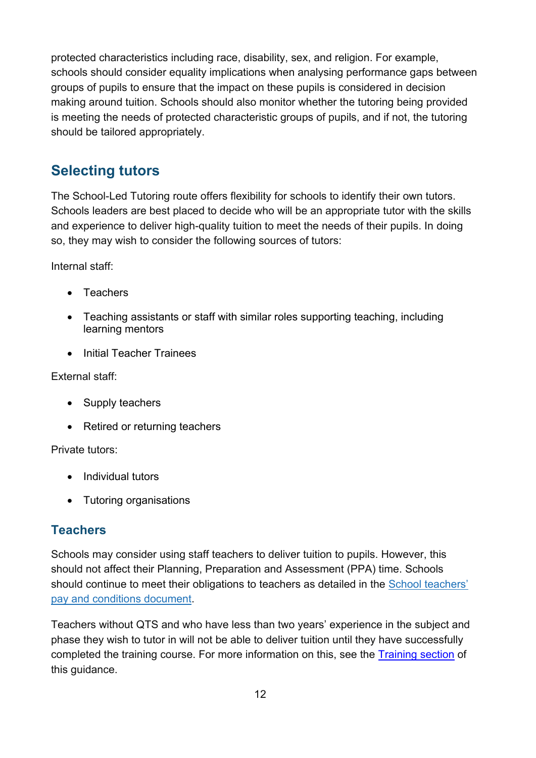protected characteristics including race, disability, sex, and religion. For example, schools should consider equality implications when analysing performance gaps between groups of pupils to ensure that the impact on these pupils is considered in decision making around tuition. Schools should also monitor whether the tutoring being provided is meeting the needs of protected characteristic groups of pupils, and if not, the tutoring should be tailored appropriately.

## Selecting tutors

The School-Led Tutoring route offers flexibility for schools to identify their own tutors. Schools leaders are best placed to decide who will be an appropriate tutor with the skills and experience to deliver high-quality tuition to meet the needs of their pupils. In doing so, they may wish to consider the following sources of tutors:

Internal staff:

- Teachers
- Teaching assistants or staff with similar roles supporting teaching, including learning mentors
- Initial Teacher Trainees

External staff:

- Supply teachers
- Retired or returning teachers

Private tutors:

- Individual tutors
- Tutoring organisations

### Teachers

Schools may consider using staff teachers to deliver tuition to pupils. However, this should not affect their Planning, Preparation and Assessment (PPA) time. Schools should continue to meet their obligations to teachers as detailed in the [School teachers' pay and conditions document]().

Teachers without QTS and who have less than two years' experience in the subject and phase they wish to tutor in will not be able to deliver tuition until they have successfully completed the training course. For more information on this, see the [Training section]() of this guidance.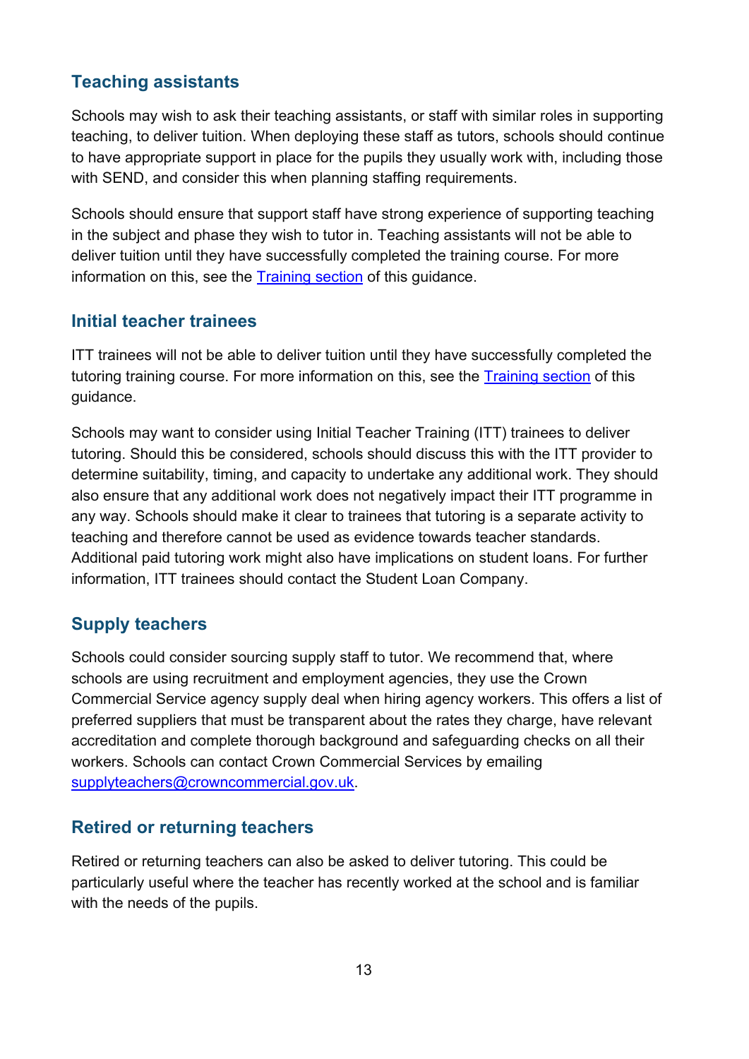## Teaching assistants

Schools may wish to ask their teaching assistants, or staff with similar roles in supporting teaching, to deliver tuition. When deploying these staff as tutors, schools should continue to have appropriate support in place for the pupils they usually work with, including those with SEND, and consider this when planning staffing requirements.

Schools should ensure that support staff have strong experience of supporting teaching in the subject and phase they wish to tutor in. Teaching assistants will not be able to deliver tuition until they have successfully completed the training course. For more information on this, see the Training section of this guidance.

## Initial teacher trainees

ITT trainees will not be able to deliver tuition until they have successfully completed the tutoring training course. For more information on this, see the Training section of this guidance.

Schools may want to consider using Initial Teacher Training (ITT) trainees to deliver tutoring. Should this be considered, schools should discuss this with the ITT provider to determine suitability, timing, and capacity to undertake any additional work. They should also ensure that any additional work does not negatively impact their ITT programme in any way. Schools should make it clear to trainees that tutoring is a separate activity to teaching and therefore cannot be used as evidence towards teacher standards. Additional paid tutoring work might also have implications on student loans. For further information, ITT trainees should contact the Student Loan Company.

## Supply teachers

Schools could consider sourcing supply staff to tutor. We recommend that, where schools are using recruitment and employment agencies, they use the Crown Commercial Service agency supply deal when hiring agency workers. This offers a list of preferred suppliers that must be transparent about the rates they charge, have relevant accreditation and complete thorough background and safeguarding checks on all their workers. Schools can contact Crown Commercial Services by emailing supplyteachers@crowncommercial.gov.uk.

## Retired or returning teachers

Retired or returning teachers can also be asked to deliver tutoring. This could be particularly useful where the teacher has recently worked at the school and is familiar with the needs of the pupils.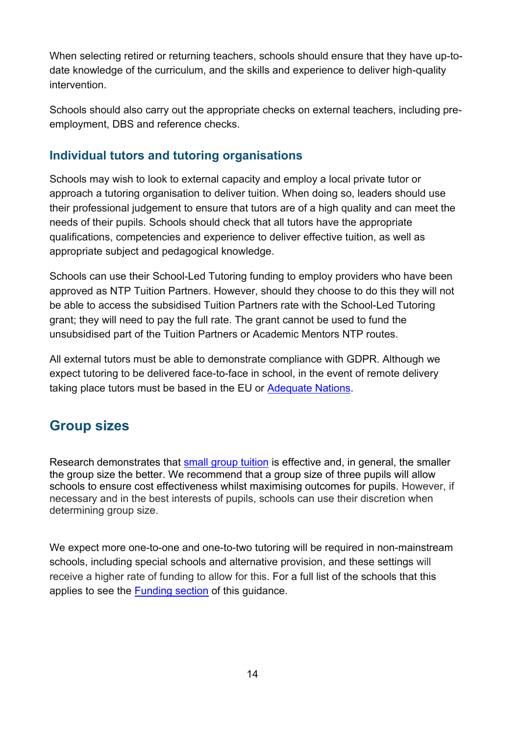When selecting retired or returning teachers, schools should ensure that they have up-to-date knowledge of the curriculum, and the skills and experience to deliver high-quality intervention.

Schools should also carry out the appropriate checks on external teachers, including pre-employment, DBS and reference checks.

### Individual tutors and tutoring organisations

Schools may wish to look to external capacity and employ a local private tutor or approach a tutoring organisation to deliver tuition. When doing so, leaders should use their professional judgement to ensure that tutors are of a high quality and can meet the needs of their pupils. Schools should check that all tutors have the appropriate qualifications, competencies and experience to deliver effective tuition, as well as appropriate subject and pedagogical knowledge.

Schools can use their School-Led Tutoring funding to employ providers who have been approved as NTP Tuition Partners. However, should they choose to do this they will not be able to access the subsidised Tuition Partners rate with the School-Led Tutoring grant; they will need to pay the full rate. The grant cannot be used to fund the unsubsidised part of the Tuition Partners or Academic Mentors NTP routes.

All external tutors must be able to demonstrate compliance with GDPR. Although we expect tutoring to be delivered face-to-face in school, in the event of remote delivery taking place tutors must be based in the EU or Adequate Nations.

## Group sizes

Research demonstrates that small group tuition is effective and, in general, the smaller the group size the better. We recommend that a group size of three pupils will allow schools to ensure cost effectiveness whilst maximising outcomes for pupils. However, if necessary and in the best interests of pupils, schools can use their discretion when determining group size.

We expect more one-to-one and one-to-two tutoring will be required in non-mainstream schools, including special schools and alternative provision, and these settings will receive a higher rate of funding to allow for this. For a full list of the schools that this applies to see the Funding section of this guidance.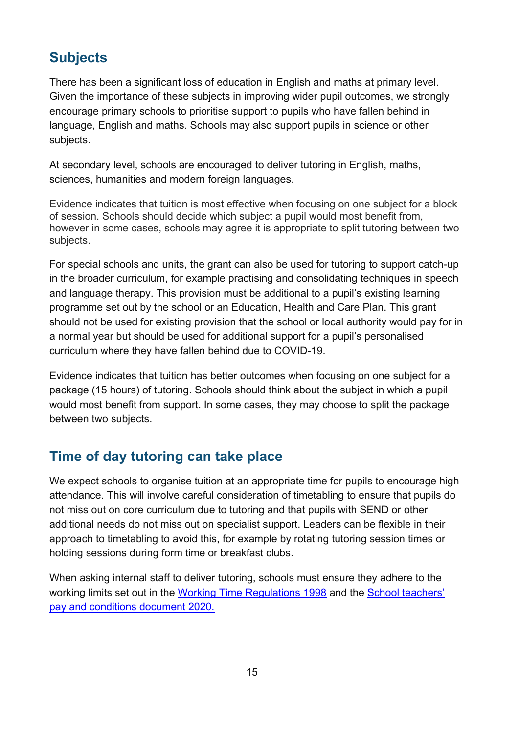## Subjects

There has been a significant loss of education in English and maths at primary level. Given the importance of these subjects in improving wider pupil outcomes, we strongly encourage primary schools to prioritise support to pupils who have fallen behind in language, English and maths. Schools may also support pupils in science or other subjects.

At secondary level, schools are encouraged to deliver tutoring in English, maths, sciences, humanities and modern foreign languages.

Evidence indicates that tuition is most effective when focusing on one subject for a block of session. Schools should decide which subject a pupil would most benefit from, however in some cases, schools may agree it is appropriate to split tutoring between two subjects.

For special schools and units, the grant can also be used for tutoring to support catch-up in the broader curriculum, for example practising and consolidating techniques in speech and language therapy. This provision must be additional to a pupil's existing learning programme set out by the school or an Education, Health and Care Plan. This grant should not be used for existing provision that the school or local authority would pay for in a normal year but should be used for additional support for a pupil's personalised curriculum where they have fallen behind due to COVID-19.

Evidence indicates that tuition has better outcomes when focusing on one subject for a package (15 hours) of tutoring. Schools should think about the subject in which a pupil would most benefit from support. In some cases, they may choose to split the package between two subjects.

## Time of day tutoring can take place

We expect schools to organise tuition at an appropriate time for pupils to encourage high attendance. This will involve careful consideration of timetabling to ensure that pupils do not miss out on core curriculum due to tutoring and that pupils with SEND or other additional needs do not miss out on specialist support. Leaders can be flexible in their approach to timetabling to avoid this, for example by rotating tutoring session times or holding sessions during form time or breakfast clubs.

When asking internal staff to deliver tutoring, schools must ensure they adhere to the working limits set out in the Working Time Regulations 1998 and the School teachers' pay and conditions document 2020.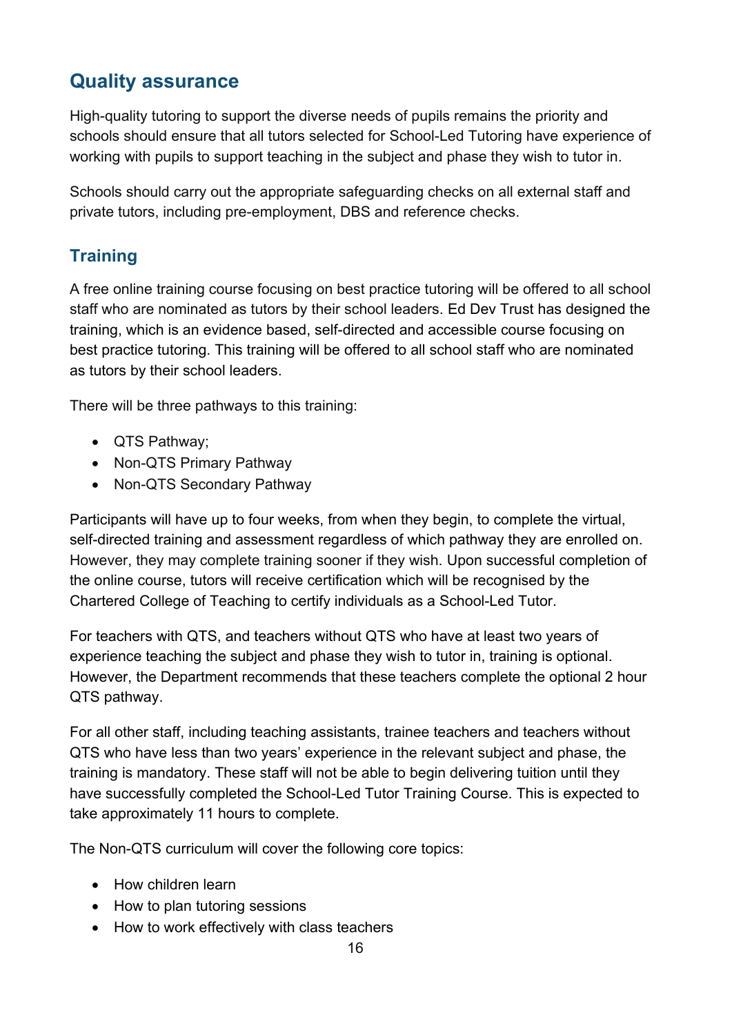## Quality assurance

High-quality tutoring to support the diverse needs of pupils remains the priority and schools should ensure that all tutors selected for School-Led Tutoring have experience of working with pupils to support teaching in the subject and phase they wish to tutor in.

Schools should carry out the appropriate safeguarding checks on all external staff and private tutors, including pre-employment, DBS and reference checks.

### Training

A free online training course focusing on best practice tutoring will be offered to all school staff who are nominated as tutors by their school leaders. Ed Dev Trust has designed the training, which is an evidence based, self-directed and accessible course focusing on best practice tutoring. This training will be offered to all school staff who are nominated as tutors by their school leaders.

There will be three pathways to this training:

- QTS Pathway;
- Non-QTS Primary Pathway
- Non-QTS Secondary Pathway

Participants will have up to four weeks, from when they begin, to complete the virtual, self-directed training and assessment regardless of which pathway they are enrolled on. However, they may complete training sooner if they wish. Upon successful completion of the online course, tutors will receive certification which will be recognised by the Chartered College of Teaching to certify individuals as a School-Led Tutor.

For teachers with QTS, and teachers without QTS who have at least two years of experience teaching the subject and phase they wish to tutor in, training is optional. However, the Department recommends that these teachers complete the optional 2 hour QTS pathway.

For all other staff, including teaching assistants, trainee teachers and teachers without QTS who have less than two years' experience in the relevant subject and phase, the training is mandatory. These staff will not be able to begin delivering tuition until they have successfully completed the School-Led Tutor Training Course. This is expected to take approximately 11 hours to complete.

The Non-QTS curriculum will cover the following core topics:

- How children learn
- How to plan tutoring sessions
- How to work effectively with class teachers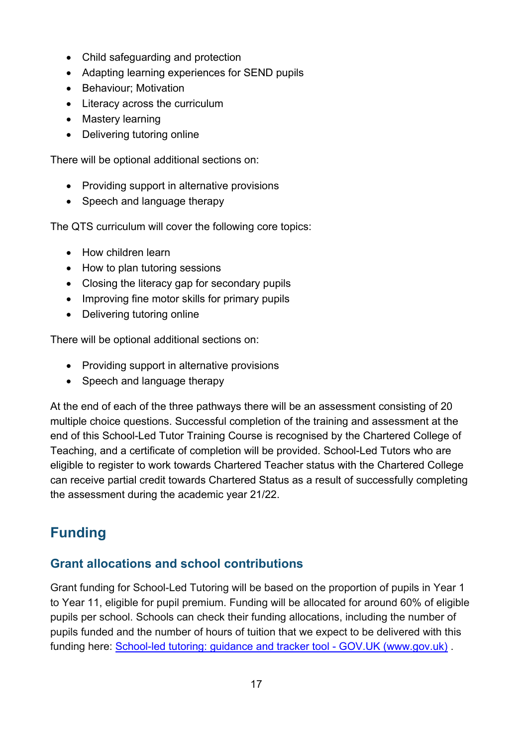- Child safeguarding and protection
- Adapting learning experiences for SEND pupils
- Behaviour; Motivation
- Literacy across the curriculum
- Mastery learning
- Delivering tutoring online

There will be optional additional sections on:

- Providing support in alternative provisions
- Speech and language therapy

The QTS curriculum will cover the following core topics:

- How children learn
- How to plan tutoring sessions
- Closing the literacy gap for secondary pupils
- Improving fine motor skills for primary pupils
- Delivering tutoring online

There will be optional additional sections on:

- Providing support in alternative provisions
- Speech and language therapy

At the end of each of the three pathways there will be an assessment consisting of 20 multiple choice questions. Successful completion of the training and assessment at the end of this School-Led Tutor Training Course is recognised by the Chartered College of Teaching, and a certificate of completion will be provided. School-Led Tutors who are eligible to register to work towards Chartered Teacher status with the Chartered College can receive partial credit towards Chartered Status as a result of successfully completing the assessment during the academic year 21/22.

## Funding

### Grant allocations and school contributions

Grant funding for School-Led Tutoring will be based on the proportion of pupils in Year 1 to Year 11, eligible for pupil premium. Funding will be allocated for around 60% of eligible pupils per school. Schools can check their funding allocations, including the number of pupils funded and the number of hours of tuition that we expect to be delivered with this funding here: [School-led tutoring: guidance and tracker tool - GOV.UK (www.gov.uk)](https://www.gov.uk) .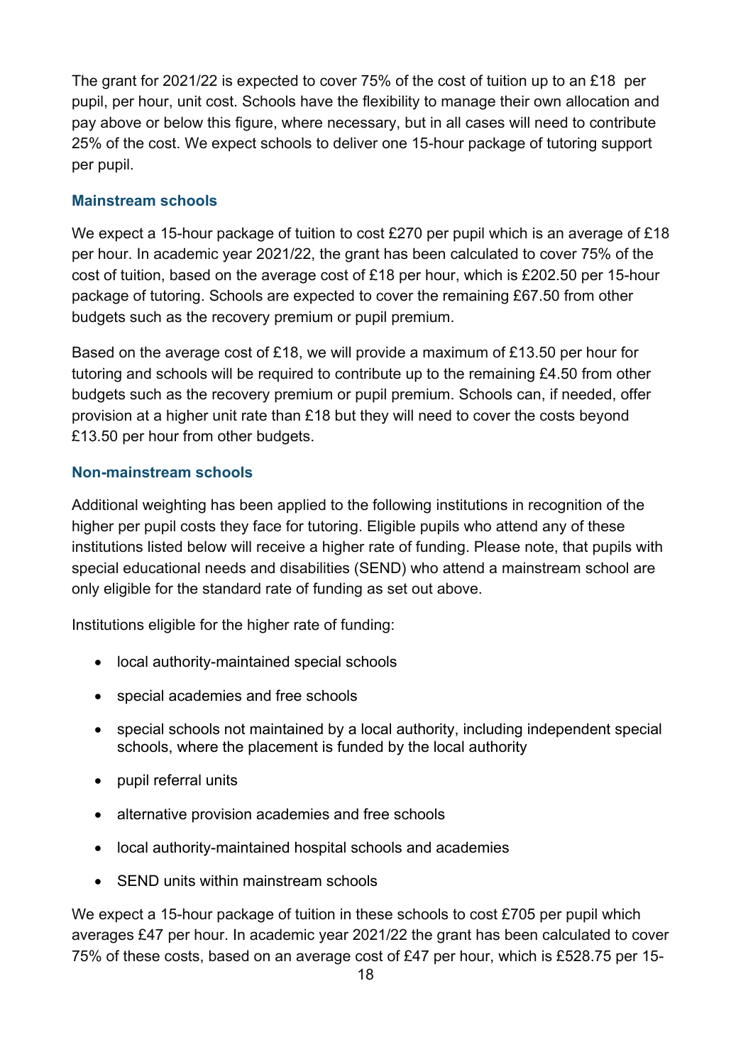The grant for 2021/22 is expected to cover 75% of the cost of tuition up to an £18 per pupil, per hour, unit cost. Schools have the flexibility to manage their own allocation and pay above or below this figure, where necessary, but in all cases will need to contribute 25% of the cost. We expect schools to deliver one 15-hour package of tutoring support per pupil.

### Mainstream schools

We expect a 15-hour package of tuition to cost £270 per pupil which is an average of £18 per hour. In academic year 2021/22, the grant has been calculated to cover 75% of the cost of tuition, based on the average cost of £18 per hour, which is £202.50 per 15-hour package of tutoring. Schools are expected to cover the remaining £67.50 from other budgets such as the recovery premium or pupil premium.

Based on the average cost of £18, we will provide a maximum of £13.50 per hour for tutoring and schools will be required to contribute up to the remaining £4.50 from other budgets such as the recovery premium or pupil premium. Schools can, if needed, offer provision at a higher unit rate than £18 but they will need to cover the costs beyond £13.50 per hour from other budgets.

### Non-mainstream schools

Additional weighting has been applied to the following institutions in recognition of the higher per pupil costs they face for tutoring. Eligible pupils who attend any of these institutions listed below will receive a higher rate of funding. Please note, that pupils with special educational needs and disabilities (SEND) who attend a mainstream school are only eligible for the standard rate of funding as set out above.

Institutions eligible for the higher rate of funding:

- local authority-maintained special schools
- special academies and free schools
- special schools not maintained by a local authority, including independent special schools, where the placement is funded by the local authority
- pupil referral units
- alternative provision academies and free schools
- local authority-maintained hospital schools and academies
- SEND units within mainstream schools

We expect a 15-hour package of tuition in these schools to cost £705 per pupil which averages £47 per hour. In academic year 2021/22 the grant has been calculated to cover 75% of these costs, based on an average cost of £47 per hour, which is £528.75 per 15-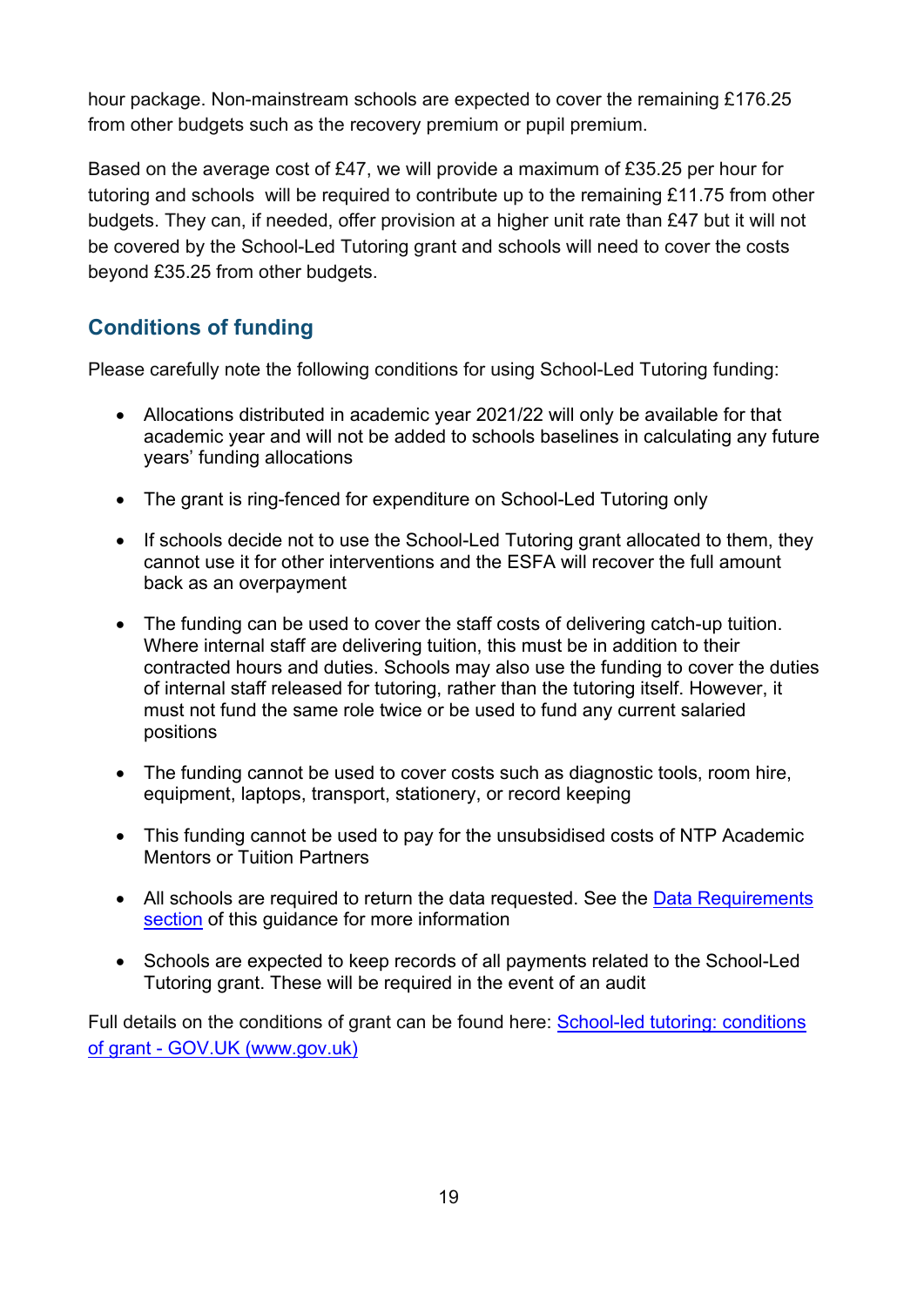hour package. Non-mainstream schools are expected to cover the remaining £176.25 from other budgets such as the recovery premium or pupil premium.

Based on the average cost of £47, we will provide a maximum of £35.25 per hour for tutoring and schools will be required to contribute up to the remaining £11.75 from other budgets. They can, if needed, offer provision at a higher unit rate than £47 but it will not be covered by the School-Led Tutoring grant and schools will need to cover the costs beyond £35.25 from other budgets.

## Conditions of funding

Please carefully note the following conditions for using School-Led Tutoring funding:

- Allocations distributed in academic year 2021/22 will only be available for that academic year and will not be added to schools baselines in calculating any future years' funding allocations
- The grant is ring-fenced for expenditure on School-Led Tutoring only
- If schools decide not to use the School-Led Tutoring grant allocated to them, they cannot use it for other interventions and the ESFA will recover the full amount back as an overpayment
- The funding can be used to cover the staff costs of delivering catch-up tuition. Where internal staff are delivering tuition, this must be in addition to their contracted hours and duties. Schools may also use the funding to cover the duties of internal staff released for tutoring, rather than the tutoring itself. However, it must not fund the same role twice or be used to fund any current salaried positions
- The funding cannot be used to cover costs such as diagnostic tools, room hire, equipment, laptops, transport, stationery, or record keeping
- This funding cannot be used to pay for the unsubsidised costs of NTP Academic Mentors or Tuition Partners
- All schools are required to return the data requested. See the [Data Requirements section](#) of this guidance for more information
- Schools are expected to keep records of all payments related to the School-Led Tutoring grant. These will be required in the event of an audit

Full details on the conditions of grant can be found here: [School-led tutoring: conditions of grant - GOV.UK (www.gov.uk)](#)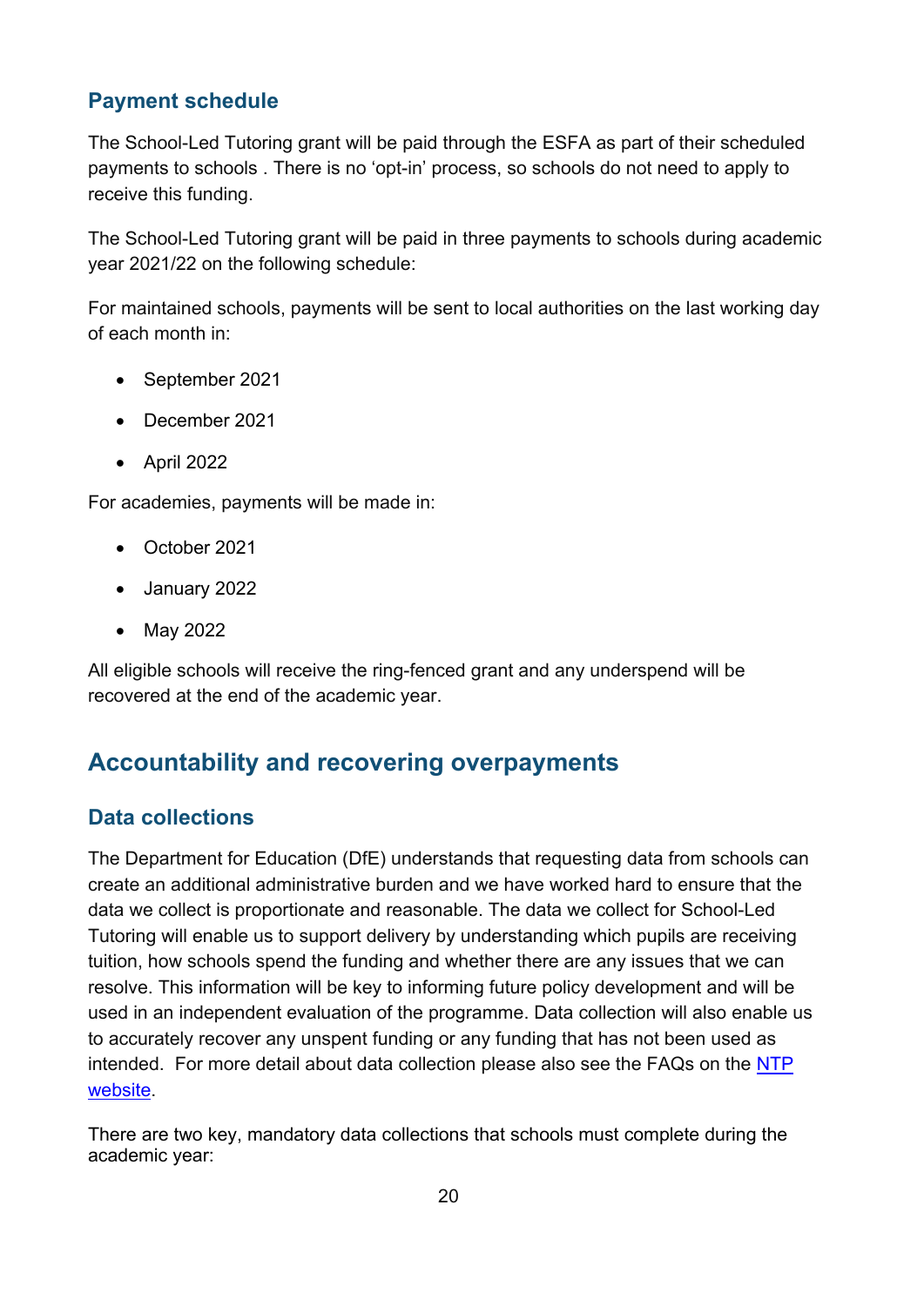### Payment schedule

The School-Led Tutoring grant will be paid through the ESFA as part of their scheduled payments to schools . There is no 'opt-in' process, so schools do not need to apply to receive this funding.

The School-Led Tutoring grant will be paid in three payments to schools during academic year 2021/22 on the following schedule:

For maintained schools, payments will be sent to local authorities on the last working day of each month in:

- September 2021
- December 2021
- April 2022

For academies, payments will be made in:

- October 2021
- January 2022
- May 2022

All eligible schools will receive the ring-fenced grant and any underspend will be recovered at the end of the academic year.

## Accountability and recovering overpayments

### Data collections

The Department for Education (DfE) understands that requesting data from schools can create an additional administrative burden and we have worked hard to ensure that the data we collect is proportionate and reasonable. The data we collect for School-Led Tutoring will enable us to support delivery by understanding which pupils are receiving tuition, how schools spend the funding and whether there are any issues that we can resolve. This information will be key to informing future policy development and will be used in an independent evaluation of the programme. Data collection will also enable us to accurately recover any unspent funding or any funding that has not been used as intended. For more detail about data collection please also see the FAQs on the NTP website.

There are two key, mandatory data collections that schools must complete during the academic year: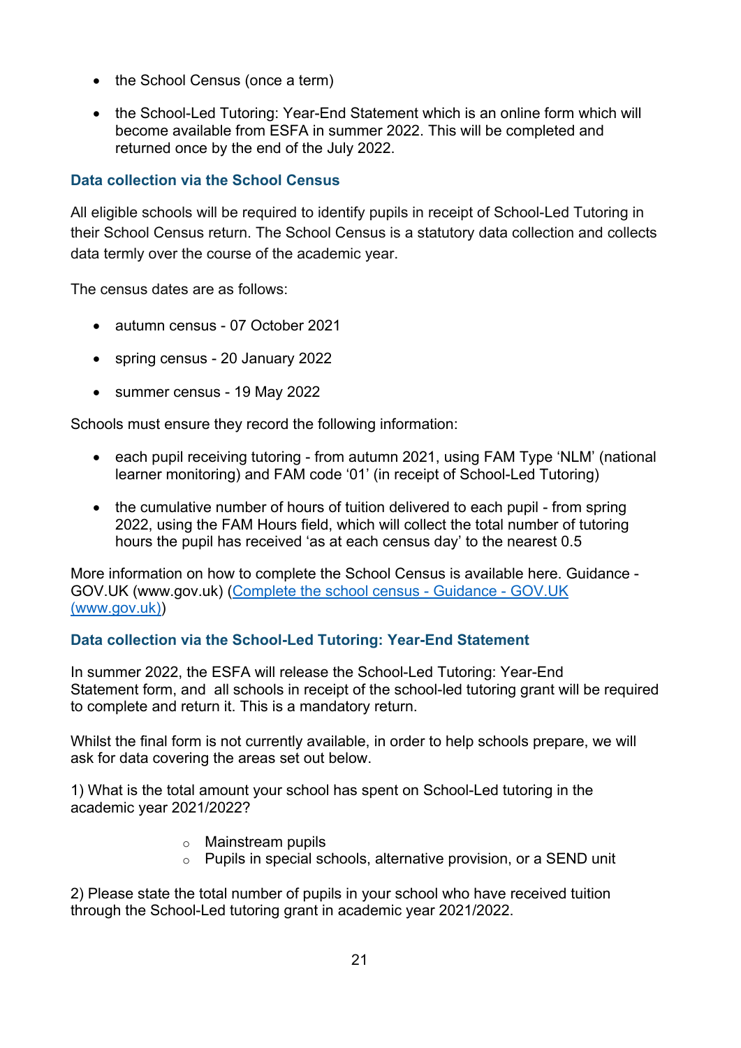- the School Census (once a term)
- the School-Led Tutoring: Year-End Statement which is an online form which will become available from ESFA in summer 2022. This will be completed and returned once by the end of the July 2022.

### Data collection via the School Census

All eligible schools will be required to identify pupils in receipt of School-Led Tutoring in their School Census return. The School Census is a statutory data collection and collects data termly over the course of the academic year.

The census dates are as follows:

- autumn census - 07 October 2021
- spring census - 20 January 2022
- summer census - 19 May 2022

Schools must ensure they record the following information:

- each pupil receiving tutoring - from autumn 2021, using FAM Type 'NLM' (national learner monitoring) and FAM code '01' (in receipt of School-Led Tutoring)
- the cumulative number of hours of tuition delivered to each pupil - from spring 2022, using the FAM Hours field, which will collect the total number of tutoring hours the pupil has received 'as at each census day' to the nearest 0.5

More information on how to complete the School Census is available here. Guidance - GOV.UK (www.gov.uk) ([Complete the school census - Guidance - GOV.UK (www.gov.uk)](https://www.gov.uk))

### Data collection via the School-Led Tutoring: Year-End Statement

In summer 2022, the ESFA will release the School-Led Tutoring: Year-End Statement form, and all schools in receipt of the school-led tutoring grant will be required to complete and return it. This is a mandatory return.

Whilst the final form is not currently available, in order to help schools prepare, we will ask for data covering the areas set out below.

1) What is the total amount your school has spent on School-Led tutoring in the academic year 2021/2022?

  - Mainstream pupils
  - Pupils in special schools, alternative provision, or a SEND unit

2) Please state the total number of pupils in your school who have received tuition through the School-Led tutoring grant in academic year 2021/2022.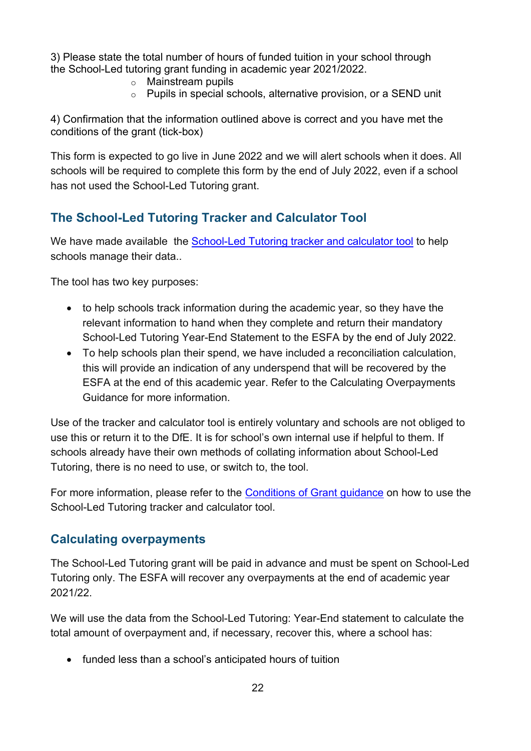3) Please state the total number of hours of funded tuition in your school through the School-Led tutoring grant funding in academic year 2021/2022.

- Mainstream pupils
- Pupils in special schools, alternative provision, or a SEND unit

4) Confirmation that the information outlined above is correct and you have met the conditions of the grant (tick-box)

This form is expected to go live in June 2022 and we will alert schools when it does. All schools will be required to complete this form by the end of July 2022, even if a school has not used the School-Led Tutoring grant.

## The School-Led Tutoring Tracker and Calculator Tool

We have made available the School-Led Tutoring tracker and calculator tool to help schools manage their data..

The tool has two key purposes:

- to help schools track information during the academic year, so they have the relevant information to hand when they complete and return their mandatory School-Led Tutoring Year-End Statement to the ESFA by the end of July 2022.
- To help schools plan their spend, we have included a reconciliation calculation, this will provide an indication of any underspend that will be recovered by the ESFA at the end of this academic year. Refer to the Calculating Overpayments Guidance for more information.

Use of the tracker and calculator tool is entirely voluntary and schools are not obliged to use this or return it to the DfE. It is for school's own internal use if helpful to them. If schools already have their own methods of collating information about School-Led Tutoring, there is no need to use, or switch to, the tool.

For more information, please refer to the Conditions of Grant guidance on how to use the School-Led Tutoring tracker and calculator tool.

## Calculating overpayments

The School-Led Tutoring grant will be paid in advance and must be spent on School-Led Tutoring only. The ESFA will recover any overpayments at the end of academic year 2021/22.

We will use the data from the School-Led Tutoring: Year-End statement to calculate the total amount of overpayment and, if necessary, recover this, where a school has:

- funded less than a school's anticipated hours of tuition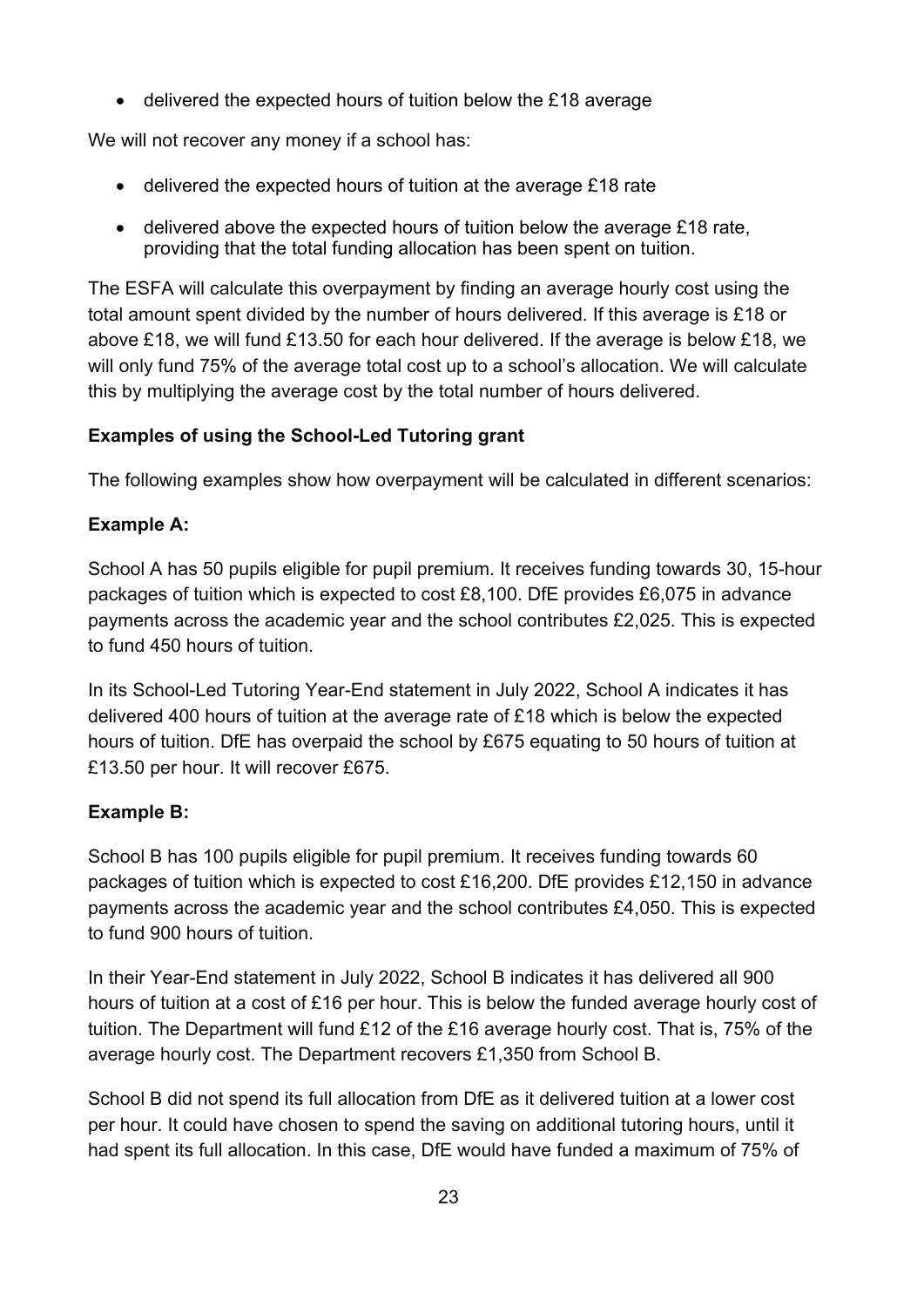- delivered the expected hours of tuition below the £18 average

We will not recover any money if a school has:

- delivered the expected hours of tuition at the average £18 rate
- delivered above the expected hours of tuition below the average £18 rate, providing that the total funding allocation has been spent on tuition.

The ESFA will calculate this overpayment by finding an average hourly cost using the total amount spent divided by the number of hours delivered. If this average is £18 or above £18, we will fund £13.50 for each hour delivered. If the average is below £18, we will only fund 75% of the average total cost up to a school's allocation. We will calculate this by multiplying the average cost by the total number of hours delivered.

**Examples of using the School-Led Tutoring grant**

The following examples show how overpayment will be calculated in different scenarios:

**Example A:**

School A has 50 pupils eligible for pupil premium. It receives funding towards 30, 15-hour packages of tuition which is expected to cost £8,100. DfE provides £6,075 in advance payments across the academic year and the school contributes £2,025. This is expected to fund 450 hours of tuition.

In its School-Led Tutoring Year-End statement in July 2022, School A indicates it has delivered 400 hours of tuition at the average rate of £18 which is below the expected hours of tuition. DfE has overpaid the school by £675 equating to 50 hours of tuition at £13.50 per hour. It will recover £675.

**Example B:**

School B has 100 pupils eligible for pupil premium. It receives funding towards 60 packages of tuition which is expected to cost £16,200. DfE provides £12,150 in advance payments across the academic year and the school contributes £4,050. This is expected to fund 900 hours of tuition.

In their Year-End statement in July 2022, School B indicates it has delivered all 900 hours of tuition at a cost of £16 per hour. This is below the funded average hourly cost of tuition. The Department will fund £12 of the £16 average hourly cost. That is, 75% of the average hourly cost. The Department recovers £1,350 from School B.

School B did not spend its full allocation from DfE as it delivered tuition at a lower cost per hour. It could have chosen to spend the saving on additional tutoring hours, until it had spent its full allocation. In this case, DfE would have funded a maximum of 75% of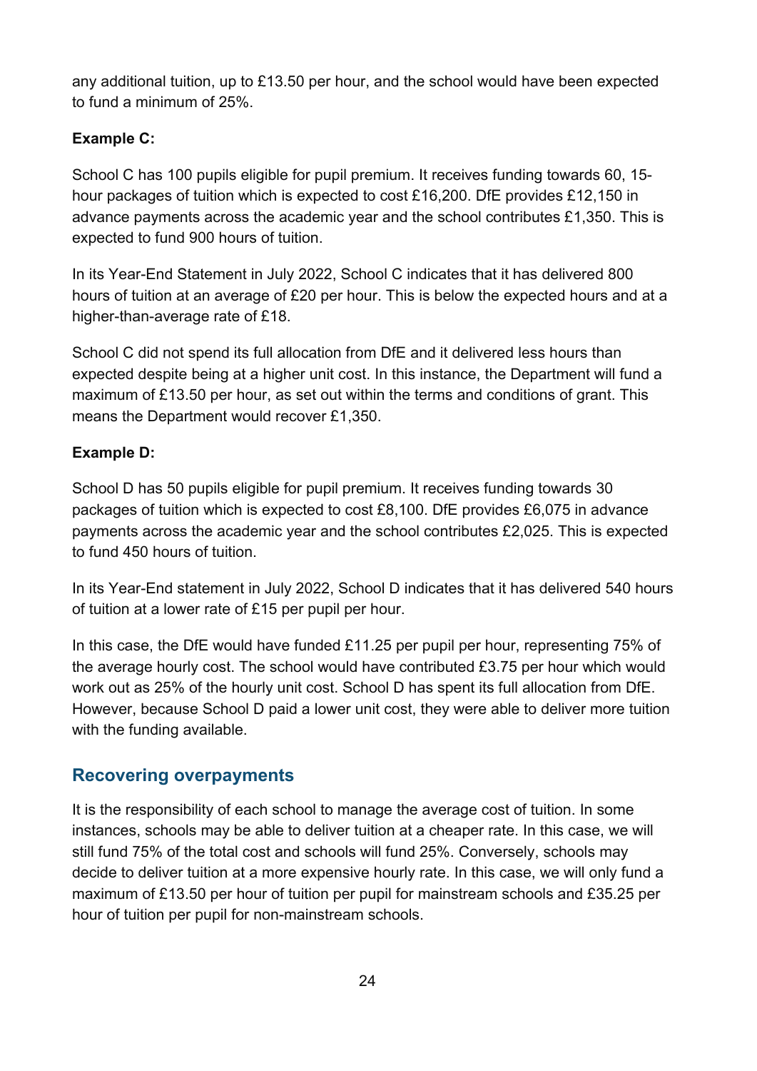any additional tuition, up to £13.50 per hour, and the school would have been expected to fund a minimum of 25%.

**Example C:**

School C has 100 pupils eligible for pupil premium. It receives funding towards 60, 15-hour packages of tuition which is expected to cost £16,200. DfE provides £12,150 in advance payments across the academic year and the school contributes £1,350. This is expected to fund 900 hours of tuition.

In its Year-End Statement in July 2022, School C indicates that it has delivered 800 hours of tuition at an average of £20 per hour. This is below the expected hours and at a higher-than-average rate of £18.

School C did not spend its full allocation from DfE and it delivered less hours than expected despite being at a higher unit cost. In this instance, the Department will fund a maximum of £13.50 per hour, as set out within the terms and conditions of grant. This means the Department would recover £1,350.

**Example D:**

School D has 50 pupils eligible for pupil premium. It receives funding towards 30 packages of tuition which is expected to cost £8,100. DfE provides £6,075 in advance payments across the academic year and the school contributes £2,025. This is expected to fund 450 hours of tuition.

In its Year-End statement in July 2022, School D indicates that it has delivered 540 hours of tuition at a lower rate of £15 per pupil per hour.

In this case, the DfE would have funded £11.25 per pupil per hour, representing 75% of the average hourly cost. The school would have contributed £3.75 per hour which would work out as 25% of the hourly unit cost. School D has spent its full allocation from DfE. However, because School D paid a lower unit cost, they were able to deliver more tuition with the funding available.

## Recovering overpayments

It is the responsibility of each school to manage the average cost of tuition. In some instances, schools may be able to deliver tuition at a cheaper rate. In this case, we will still fund 75% of the total cost and schools will fund 25%. Conversely, schools may decide to deliver tuition at a more expensive hourly rate. In this case, we will only fund a maximum of £13.50 per hour of tuition per pupil for mainstream schools and £35.25 per hour of tuition per pupil for non-mainstream schools.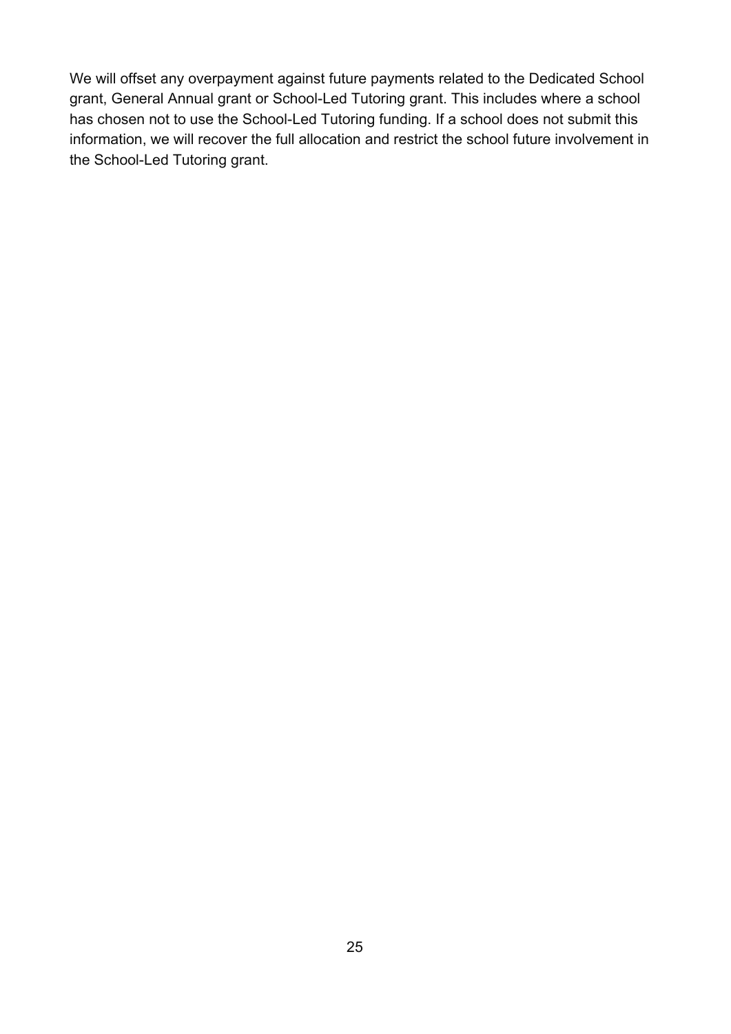We will offset any overpayment against future payments related to the Dedicated School grant, General Annual grant or School-Led Tutoring grant. This includes where a school has chosen not to use the School-Led Tutoring funding. If a school does not submit this information, we will recover the full allocation and restrict the school future involvement in the School-Led Tutoring grant.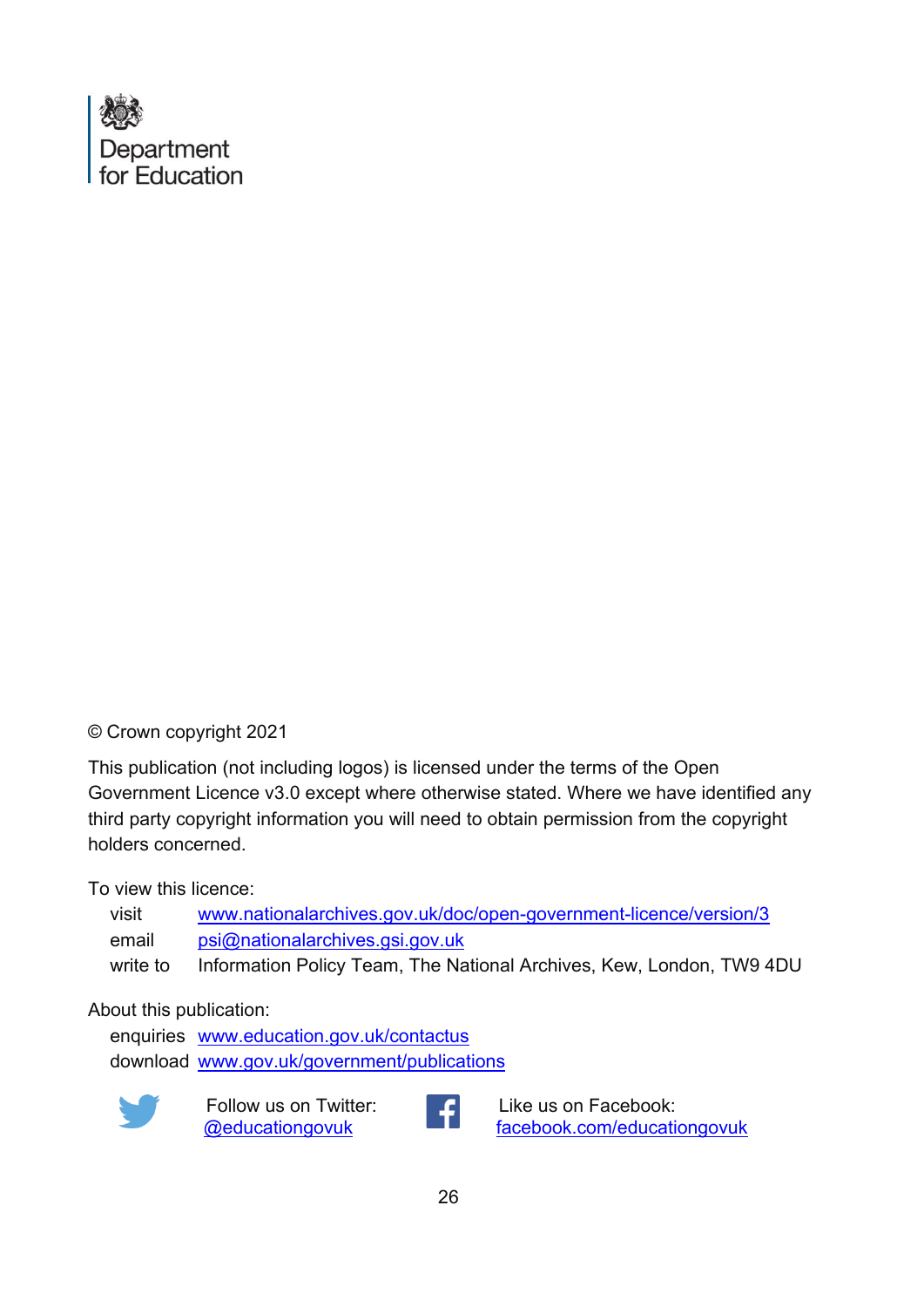Department for Education

© Crown copyright 2021

This publication (not including logos) is licensed under the terms of the Open Government Licence v3.0 except where otherwise stated. Where we have identified any third party copyright information you will need to obtain permission from the copyright holders concerned.

To view this licence:

visit www.nationalarchives.gov.uk/doc/open-government-licence/version/3
email psi@nationalarchives.gsi.gov.uk
write to Information Policy Team, The National Archives, Kew, London, TW9 4DU

About this publication:

enquiries www.education.gov.uk/contactus
download www.gov.uk/government/publications

Follow us on Twitter: @educationgovuk

Like us on Facebook: facebook.com/educationgovuk